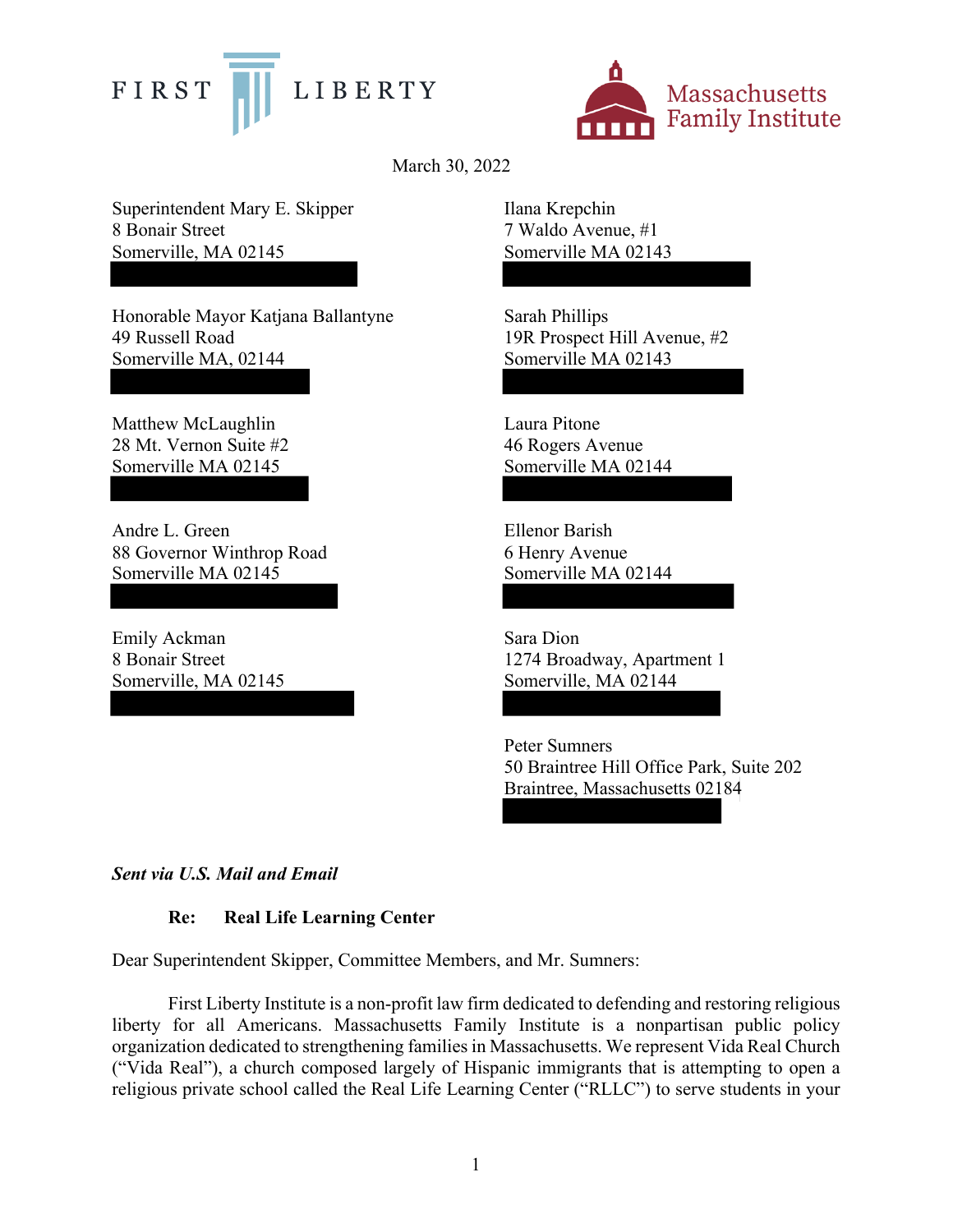FIRST LIBERTY

Massachusetts Family Institute

March 30, 2022

Superintendent Mary E. Skipper
8 Bonair Street
Somerville, MA 02145

Honorable Mayor Katjana Ballantyne
49 Russell Road
Somerville MA, 02144

Matthew McLaughlin
28 Mt. Vernon Suite #2
Somerville MA 02145

Andre L. Green
88 Governor Winthrop Road
Somerville MA 02145

Emily Ackman
8 Bonair Street
Somerville, MA 02145

Ilana Krepchin
7 Waldo Avenue, #1
Somerville MA 02143

Sarah Phillips
19R Prospect Hill Avenue, #2
Somerville MA 02143

Laura Pitone
46 Rogers Avenue
Somerville MA 02144

Ellenor Barish
6 Henry Avenue
Somerville MA 02144

Sara Dion
1274 Broadway, Apartment 1
Somerville, MA 02144

Peter Sumners
50 Braintree Hill Office Park, Suite 202
Braintree, Massachusetts 02184

***Sent via U.S. Mail and Email***

**Re: Real Life Learning Center**

Dear Superintendent Skipper, Committee Members, and Mr. Sumners:

First Liberty Institute is a non-profit law firm dedicated to defending and restoring religious liberty for all Americans. Massachusetts Family Institute is a nonpartisan public policy organization dedicated to strengthening families in Massachusetts. We represent Vida Real Church ("Vida Real"), a church composed largely of Hispanic immigrants that is attempting to open a religious private school called the Real Life Learning Center ("RLLC") to serve students in your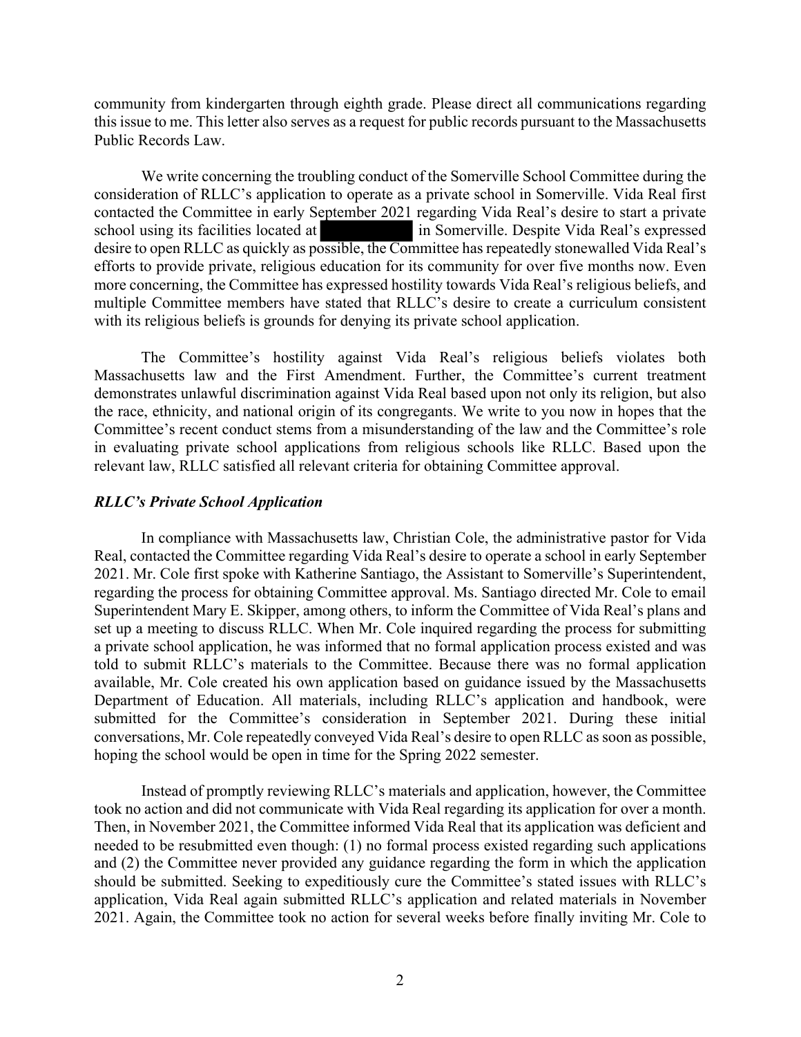community from kindergarten through eighth grade. Please direct all communications regarding this issue to me. This letter also serves as a request for public records pursuant to the Massachusetts Public Records Law.

We write concerning the troubling conduct of the Somerville School Committee during the consideration of RLLC's application to operate as a private school in Somerville. Vida Real first contacted the Committee in early September 2021 regarding Vida Real's desire to start a private school using its facilities located at [REDACTED] in Somerville. Despite Vida Real's expressed desire to open RLLC as quickly as possible, the Committee has repeatedly stonewalled Vida Real's efforts to provide private, religious education for its community for over five months now. Even more concerning, the Committee has expressed hostility towards Vida Real's religious beliefs, and multiple Committee members have stated that RLLC's desire to create a curriculum consistent with its religious beliefs is grounds for denying its private school application.

The Committee's hostility against Vida Real's religious beliefs violates both Massachusetts law and the First Amendment. Further, the Committee's current treatment demonstrates unlawful discrimination against Vida Real based upon not only its religion, but also the race, ethnicity, and national origin of its congregants. We write to you now in hopes that the Committee's recent conduct stems from a misunderstanding of the law and the Committee's role in evaluating private school applications from religious schools like RLLC. Based upon the relevant law, RLLC satisfied all relevant criteria for obtaining Committee approval.

***RLLC's Private School Application***

In compliance with Massachusetts law, Christian Cole, the administrative pastor for Vida Real, contacted the Committee regarding Vida Real's desire to operate a school in early September 2021. Mr. Cole first spoke with Katherine Santiago, the Assistant to Somerville's Superintendent, regarding the process for obtaining Committee approval. Ms. Santiago directed Mr. Cole to email Superintendent Mary E. Skipper, among others, to inform the Committee of Vida Real's plans and set up a meeting to discuss RLLC. When Mr. Cole inquired regarding the process for submitting a private school application, he was informed that no formal application process existed and was told to submit RLLC's materials to the Committee. Because there was no formal application available, Mr. Cole created his own application based on guidance issued by the Massachusetts Department of Education. All materials, including RLLC's application and handbook, were submitted for the Committee's consideration in September 2021. During these initial conversations, Mr. Cole repeatedly conveyed Vida Real's desire to open RLLC as soon as possible, hoping the school would be open in time for the Spring 2022 semester.

Instead of promptly reviewing RLLC's materials and application, however, the Committee took no action and did not communicate with Vida Real regarding its application for over a month. Then, in November 2021, the Committee informed Vida Real that its application was deficient and needed to be resubmitted even though: (1) no formal process existed regarding such applications and (2) the Committee never provided any guidance regarding the form in which the application should be submitted. Seeking to expeditiously cure the Committee's stated issues with RLLC's application, Vida Real again submitted RLLC's application and related materials in November 2021. Again, the Committee took no action for several weeks before finally inviting Mr. Cole to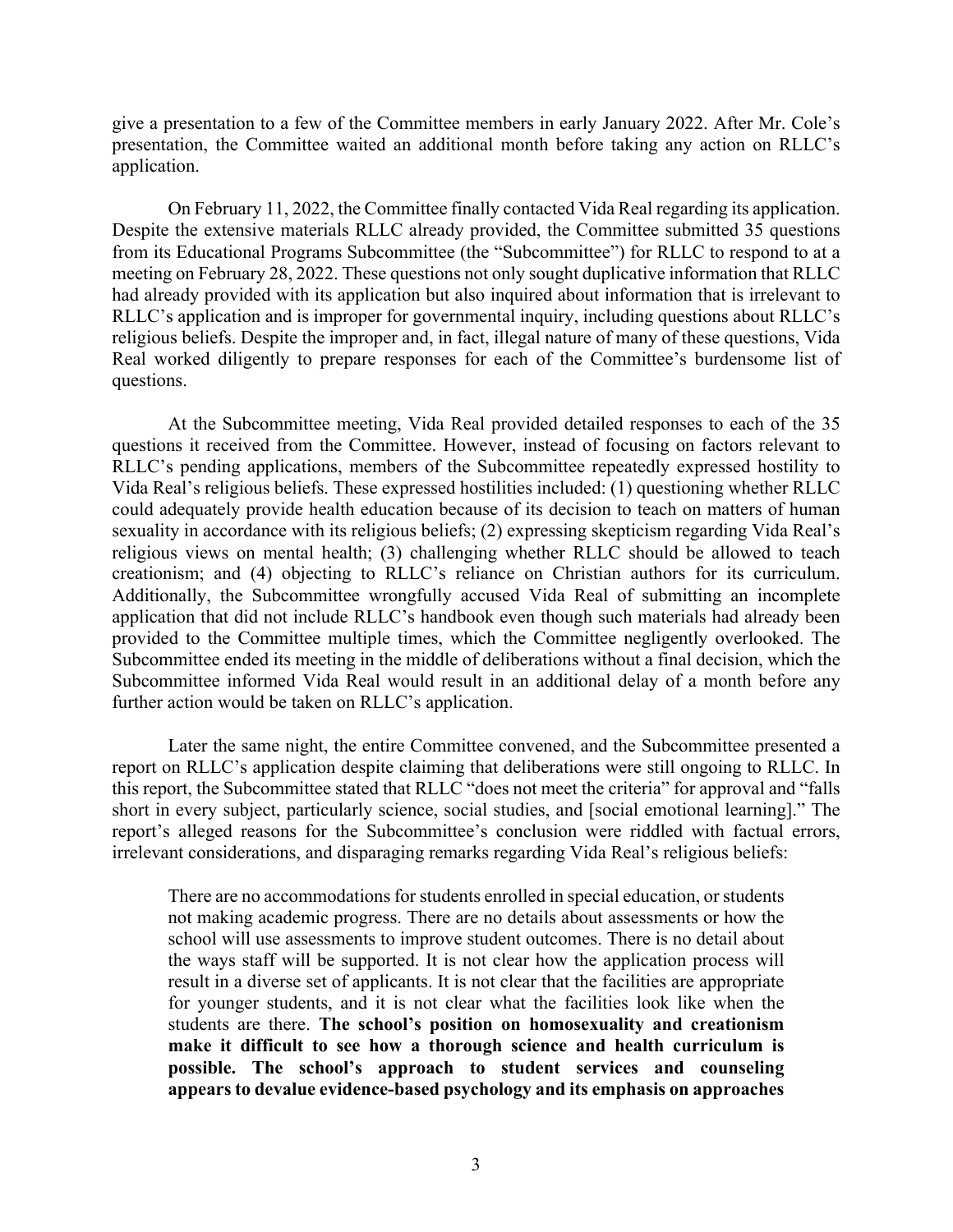give a presentation to a few of the Committee members in early January 2022. After Mr. Cole's presentation, the Committee waited an additional month before taking any action on RLLC's application.

On February 11, 2022, the Committee finally contacted Vida Real regarding its application. Despite the extensive materials RLLC already provided, the Committee submitted 35 questions from its Educational Programs Subcommittee (the "Subcommittee") for RLLC to respond to at a meeting on February 28, 2022. These questions not only sought duplicative information that RLLC had already provided with its application but also inquired about information that is irrelevant to RLLC's application and is improper for governmental inquiry, including questions about RLLC's religious beliefs. Despite the improper and, in fact, illegal nature of many of these questions, Vida Real worked diligently to prepare responses for each of the Committee's burdensome list of questions.

At the Subcommittee meeting, Vida Real provided detailed responses to each of the 35 questions it received from the Committee. However, instead of focusing on factors relevant to RLLC's pending applications, members of the Subcommittee repeatedly expressed hostility to Vida Real's religious beliefs. These expressed hostilities included: (1) questioning whether RLLC could adequately provide health education because of its decision to teach on matters of human sexuality in accordance with its religious beliefs; (2) expressing skepticism regarding Vida Real's religious views on mental health; (3) challenging whether RLLC should be allowed to teach creationism; and (4) objecting to RLLC's reliance on Christian authors for its curriculum. Additionally, the Subcommittee wrongfully accused Vida Real of submitting an incomplete application that did not include RLLC's handbook even though such materials had already been provided to the Committee multiple times, which the Committee negligently overlooked. The Subcommittee ended its meeting in the middle of deliberations without a final decision, which the Subcommittee informed Vida Real would result in an additional delay of a month before any further action would be taken on RLLC's application.

Later the same night, the entire Committee convened, and the Subcommittee presented a report on RLLC's application despite claiming that deliberations were still ongoing to RLLC. In this report, the Subcommittee stated that RLLC "does not meet the criteria" for approval and "falls short in every subject, particularly science, social studies, and [social emotional learning]." The report's alleged reasons for the Subcommittee's conclusion were riddled with factual errors, irrelevant considerations, and disparaging remarks regarding Vida Real's religious beliefs:

> There are no accommodations for students enrolled in special education, or students not making academic progress. There are no details about assessments or how the school will use assessments to improve student outcomes. There is no detail about the ways staff will be supported. It is not clear how the application process will result in a diverse set of applicants. It is not clear that the facilities are appropriate for younger students, and it is not clear what the facilities look like when the students are there. **The school's position on homosexuality and creationism make it difficult to see how a thorough science and health curriculum is possible. The school's approach to student services and counseling appears to devalue evidence-based psychology and its emphasis on approaches**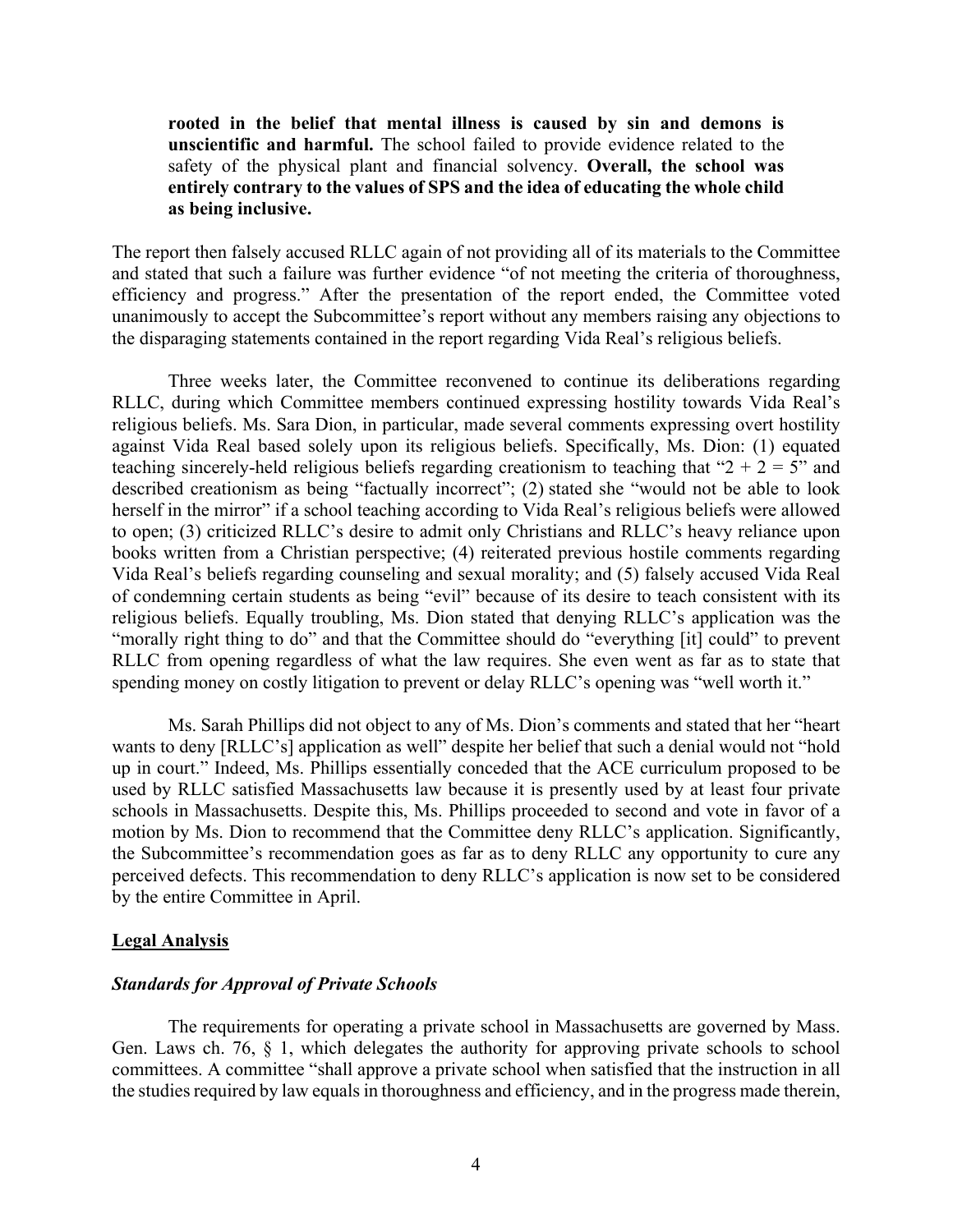> **rooted in the belief that mental illness is caused by sin and demons is unscientific and harmful.** The school failed to provide evidence related to the safety of the physical plant and financial solvency. **Overall, the school was entirely contrary to the values of SPS and the idea of educating the whole child as being inclusive.**

The report then falsely accused RLLC again of not providing all of its materials to the Committee and stated that such a failure was further evidence "of not meeting the criteria of thoroughness, efficiency and progress." After the presentation of the report ended, the Committee voted unanimously to accept the Subcommittee's report without any members raising any objections to the disparaging statements contained in the report regarding Vida Real's religious beliefs.

Three weeks later, the Committee reconvened to continue its deliberations regarding RLLC, during which Committee members continued expressing hostility towards Vida Real's religious beliefs. Ms. Sara Dion, in particular, made several comments expressing overt hostility against Vida Real based solely upon its religious beliefs. Specifically, Ms. Dion: (1) equated teaching sincerely-held religious beliefs regarding creationism to teaching that "2 + 2 = 5" and described creationism as being "factually incorrect"; (2) stated she "would not be able to look herself in the mirror" if a school teaching according to Vida Real's religious beliefs were allowed to open; (3) criticized RLLC's desire to admit only Christians and RLLC's heavy reliance upon books written from a Christian perspective; (4) reiterated previous hostile comments regarding Vida Real's beliefs regarding counseling and sexual morality; and (5) falsely accused Vida Real of condemning certain students as being "evil" because of its desire to teach consistent with its religious beliefs. Equally troubling, Ms. Dion stated that denying RLLC's application was the "morally right thing to do" and that the Committee should do "everything [it] could" to prevent RLLC from opening regardless of what the law requires. She even went as far as to state that spending money on costly litigation to prevent or delay RLLC's opening was "well worth it."

Ms. Sarah Phillips did not object to any of Ms. Dion's comments and stated that her "heart wants to deny [RLLC's] application as well" despite her belief that such a denial would not "hold up in court." Indeed, Ms. Phillips essentially conceded that the ACE curriculum proposed to be used by RLLC satisfied Massachusetts law because it is presently used by at least four private schools in Massachusetts. Despite this, Ms. Phillips proceeded to second and vote in favor of a motion by Ms. Dion to recommend that the Committee deny RLLC's application. Significantly, the Subcommittee's recommendation goes as far as to deny RLLC any opportunity to cure any perceived defects. This recommendation to deny RLLC's application is now set to be considered by the entire Committee in April.

## Legal Analysis

### *Standards for Approval of Private Schools*

The requirements for operating a private school in Massachusetts are governed by Mass. Gen. Laws ch. 76, § 1, which delegates the authority for approving private schools to school committees. A committee "shall approve a private school when satisfied that the instruction in all the studies required by law equals in thoroughness and efficiency, and in the progress made therein,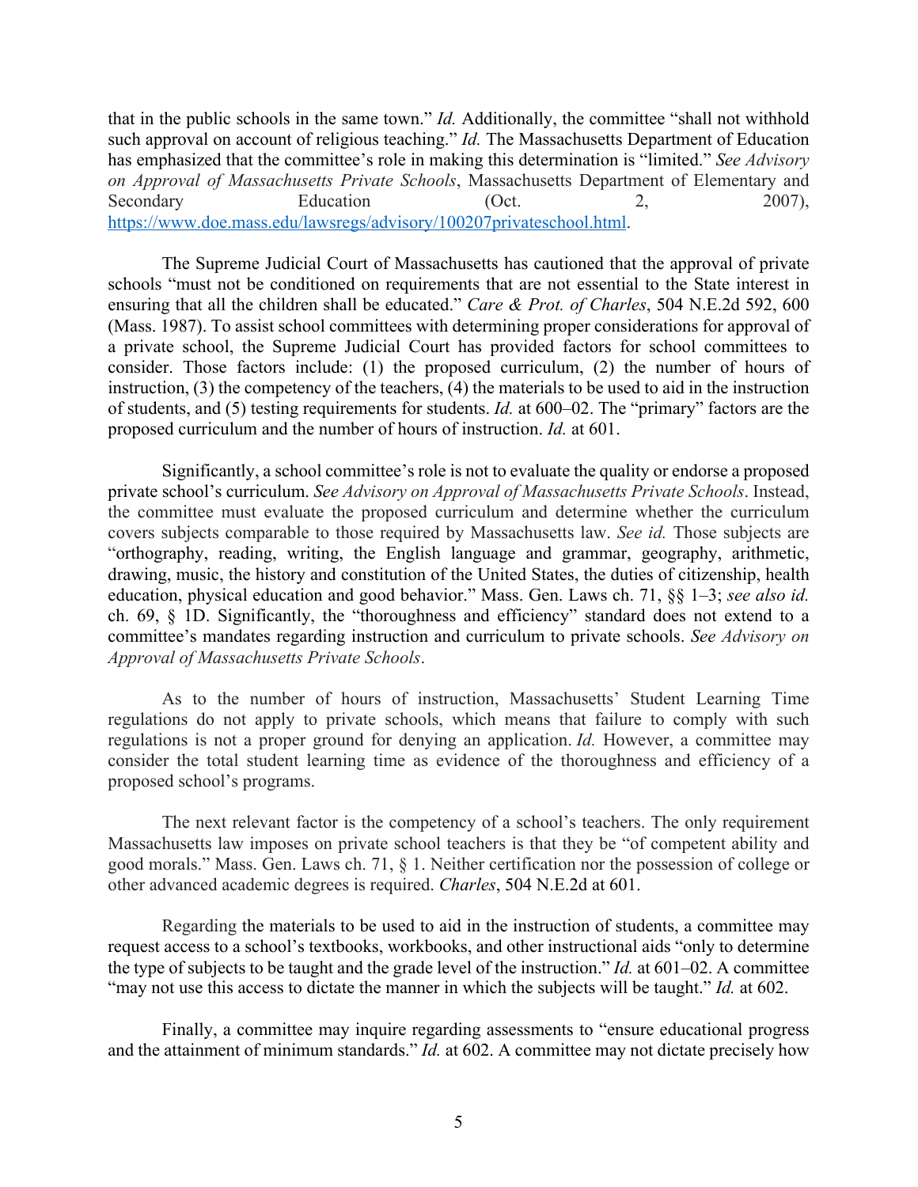that in the public schools in the same town." *Id.* Additionally, the committee "shall not withhold such approval on account of religious teaching." *Id.* The Massachusetts Department of Education has emphasized that the committee's role in making this determination is "limited." *See Advisory on Approval of Massachusetts Private Schools*, Massachusetts Department of Elementary and Secondary Education (Oct. 2, 2007), https://www.doe.mass.edu/lawsregs/advisory/100207privateschool.html.

The Supreme Judicial Court of Massachusetts has cautioned that the approval of private schools "must not be conditioned on requirements that are not essential to the State interest in ensuring that all the children shall be educated." *Care & Prot. of Charles*, 504 N.E.2d 592, 600 (Mass. 1987). To assist school committees with determining proper considerations for approval of a private school, the Supreme Judicial Court has provided factors for school committees to consider. Those factors include: (1) the proposed curriculum, (2) the number of hours of instruction, (3) the competency of the teachers, (4) the materials to be used to aid in the instruction of students, and (5) testing requirements for students. *Id.* at 600–02. The "primary" factors are the proposed curriculum and the number of hours of instruction. *Id.* at 601.

Significantly, a school committee's role is not to evaluate the quality or endorse a proposed private school's curriculum. *See Advisory on Approval of Massachusetts Private Schools*. Instead, the committee must evaluate the proposed curriculum and determine whether the curriculum covers subjects comparable to those required by Massachusetts law. *See id.* Those subjects are "orthography, reading, writing, the English language and grammar, geography, arithmetic, drawing, music, the history and constitution of the United States, the duties of citizenship, health education, physical education and good behavior." Mass. Gen. Laws ch. 71, §§ 1–3; *see also id.* ch. 69, § 1D. Significantly, the "thoroughness and efficiency" standard does not extend to a committee's mandates regarding instruction and curriculum to private schools. *See Advisory on Approval of Massachusetts Private Schools*.

As to the number of hours of instruction, Massachusetts' Student Learning Time regulations do not apply to private schools, which means that failure to comply with such regulations is not a proper ground for denying an application. *Id.* However, a committee may consider the total student learning time as evidence of the thoroughness and efficiency of a proposed school's programs.

The next relevant factor is the competency of a school's teachers. The only requirement Massachusetts law imposes on private school teachers is that they be "of competent ability and good morals." Mass. Gen. Laws ch. 71, § 1. Neither certification nor the possession of college or other advanced academic degrees is required. *Charles*, 504 N.E.2d at 601.

Regarding the materials to be used to aid in the instruction of students, a committee may request access to a school's textbooks, workbooks, and other instructional aids "only to determine the type of subjects to be taught and the grade level of the instruction." *Id.* at 601–02. A committee "may not use this access to dictate the manner in which the subjects will be taught." *Id.* at 602.

Finally, a committee may inquire regarding assessments to "ensure educational progress and the attainment of minimum standards." *Id.* at 602. A committee may not dictate precisely how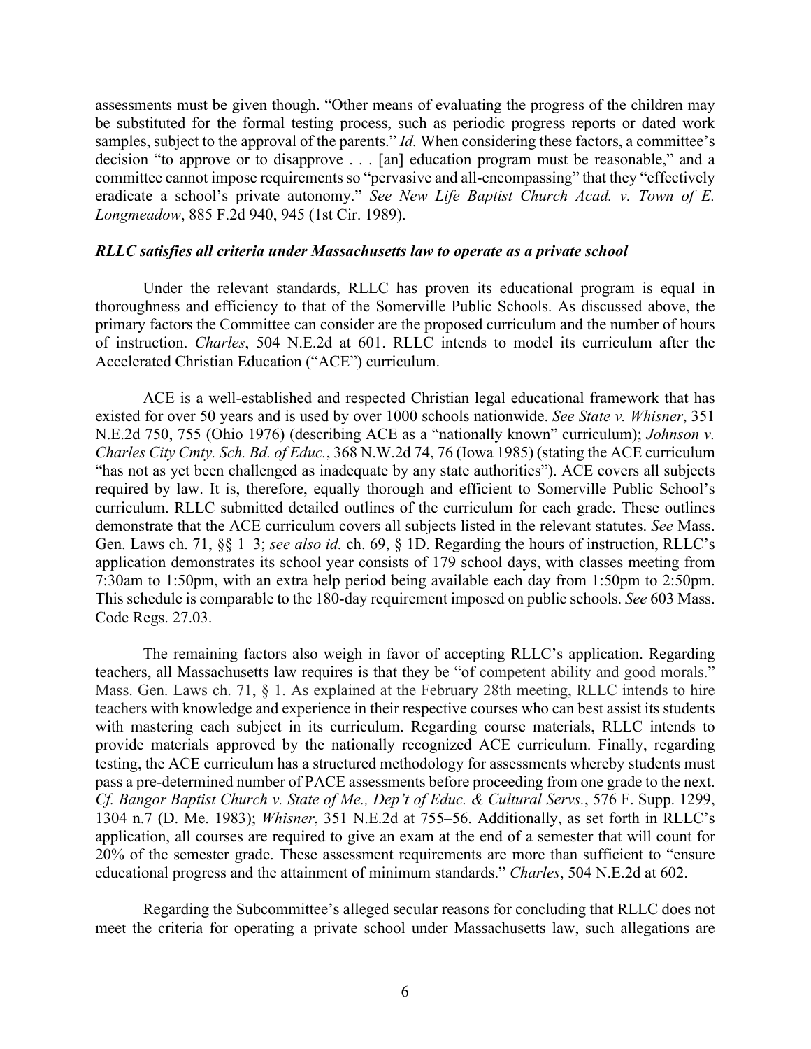assessments must be given though. "Other means of evaluating the progress of the children may be substituted for the formal testing process, such as periodic progress reports or dated work samples, subject to the approval of the parents." *Id.* When considering these factors, a committee's decision "to approve or to disapprove . . . [an] education program must be reasonable," and a committee cannot impose requirements so "pervasive and all-encompassing" that they "effectively eradicate a school's private autonomy." *See New Life Baptist Church Acad. v. Town of E. Longmeadow*, 885 F.2d 940, 945 (1st Cir. 1989).

***RLLC satisfies all criteria under Massachusetts law to operate as a private school***

Under the relevant standards, RLLC has proven its educational program is equal in thoroughness and efficiency to that of the Somerville Public Schools. As discussed above, the primary factors the Committee can consider are the proposed curriculum and the number of hours of instruction. *Charles*, 504 N.E.2d at 601. RLLC intends to model its curriculum after the Accelerated Christian Education ("ACE") curriculum.

ACE is a well-established and respected Christian legal educational framework that has existed for over 50 years and is used by over 1000 schools nationwide. *See State v. Whisner*, 351 N.E.2d 750, 755 (Ohio 1976) (describing ACE as a "nationally known" curriculum); *Johnson v. Charles City Cmty. Sch. Bd. of Educ.*, 368 N.W.2d 74, 76 (Iowa 1985) (stating the ACE curriculum "has not as yet been challenged as inadequate by any state authorities"). ACE covers all subjects required by law. It is, therefore, equally thorough and efficient to Somerville Public School's curriculum. RLLC submitted detailed outlines of the curriculum for each grade. These outlines demonstrate that the ACE curriculum covers all subjects listed in the relevant statutes. *See* Mass. Gen. Laws ch. 71, §§ 1–3; *see also id.* ch. 69, § 1D. Regarding the hours of instruction, RLLC's application demonstrates its school year consists of 179 school days, with classes meeting from 7:30am to 1:50pm, with an extra help period being available each day from 1:50pm to 2:50pm. This schedule is comparable to the 180-day requirement imposed on public schools. *See* 603 Mass. Code Regs. 27.03.

The remaining factors also weigh in favor of accepting RLLC's application. Regarding teachers, all Massachusetts law requires is that they be "of competent ability and good morals." Mass. Gen. Laws ch. 71, § 1. As explained at the February 28th meeting, RLLC intends to hire teachers with knowledge and experience in their respective courses who can best assist its students with mastering each subject in its curriculum. Regarding course materials, RLLC intends to provide materials approved by the nationally recognized ACE curriculum. Finally, regarding testing, the ACE curriculum has a structured methodology for assessments whereby students must pass a pre-determined number of PACE assessments before proceeding from one grade to the next. *Cf. Bangor Baptist Church v. State of Me., Dep't of Educ. & Cultural Servs.*, 576 F. Supp. 1299, 1304 n.7 (D. Me. 1983); *Whisner*, 351 N.E.2d at 755–56. Additionally, as set forth in RLLC's application, all courses are required to give an exam at the end of a semester that will count for 20% of the semester grade. These assessment requirements are more than sufficient to "ensure educational progress and the attainment of minimum standards." *Charles*, 504 N.E.2d at 602.

Regarding the Subcommittee's alleged secular reasons for concluding that RLLC does not meet the criteria for operating a private school under Massachusetts law, such allegations are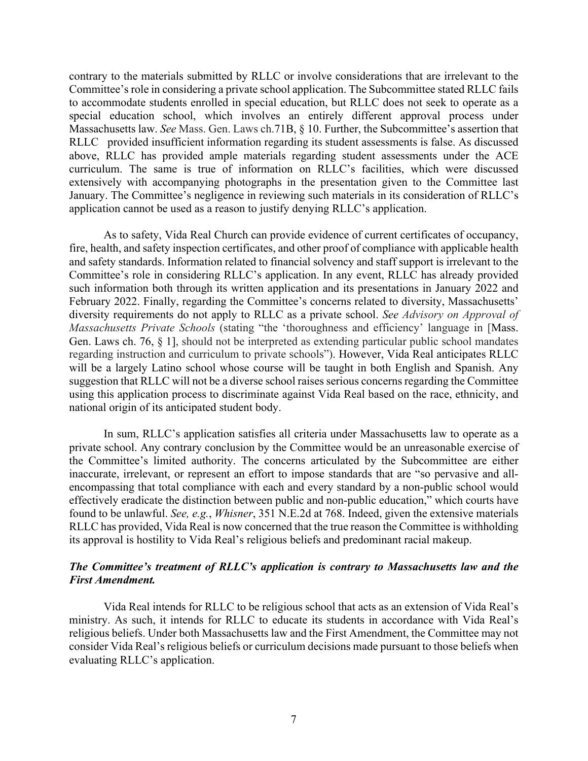contrary to the materials submitted by RLLC or involve considerations that are irrelevant to the Committee's role in considering a private school application. The Subcommittee stated RLLC fails to accommodate students enrolled in special education, but RLLC does not seek to operate as a special education school, which involves an entirely different approval process under Massachusetts law. *See* Mass. Gen. Laws ch.71B, § 10. Further, the Subcommittee's assertion that RLLC provided insufficient information regarding its student assessments is false. As discussed above, RLLC has provided ample materials regarding student assessments under the ACE curriculum. The same is true of information on RLLC's facilities, which were discussed extensively with accompanying photographs in the presentation given to the Committee last January. The Committee's negligence in reviewing such materials in its consideration of RLLC's application cannot be used as a reason to justify denying RLLC's application.

As to safety, Vida Real Church can provide evidence of current certificates of occupancy, fire, health, and safety inspection certificates, and other proof of compliance with applicable health and safety standards. Information related to financial solvency and staff support is irrelevant to the Committee's role in considering RLLC's application. In any event, RLLC has already provided such information both through its written application and its presentations in January 2022 and February 2022. Finally, regarding the Committee's concerns related to diversity, Massachusetts' diversity requirements do not apply to RLLC as a private school. *See Advisory on Approval of Massachusetts Private Schools* (stating "the 'thoroughness and efficiency' language in [Mass. Gen. Laws ch. 76, § 1], should not be interpreted as extending particular public school mandates regarding instruction and curriculum to private schools"). However, Vida Real anticipates RLLC will be a largely Latino school whose course will be taught in both English and Spanish. Any suggestion that RLLC will not be a diverse school raises serious concerns regarding the Committee using this application process to discriminate against Vida Real based on the race, ethnicity, and national origin of its anticipated student body.

In sum, RLLC's application satisfies all criteria under Massachusetts law to operate as a private school. Any contrary conclusion by the Committee would be an unreasonable exercise of the Committee's limited authority. The concerns articulated by the Subcommittee are either inaccurate, irrelevant, or represent an effort to impose standards that are "so pervasive and all-encompassing that total compliance with each and every standard by a non-public school would effectively eradicate the distinction between public and non-public education," which courts have found to be unlawful. *See, e.g.*, *Whisner*, 351 N.E.2d at 768. Indeed, given the extensive materials RLLC has provided, Vida Real is now concerned that the true reason the Committee is withholding its approval is hostility to Vida Real's religious beliefs and predominant racial makeup.

***The Committee's treatment of RLLC's application is contrary to Massachusetts law and the First Amendment.***

Vida Real intends for RLLC to be religious school that acts as an extension of Vida Real's ministry. As such, it intends for RLLC to educate its students in accordance with Vida Real's religious beliefs. Under both Massachusetts law and the First Amendment, the Committee may not consider Vida Real's religious beliefs or curriculum decisions made pursuant to those beliefs when evaluating RLLC's application.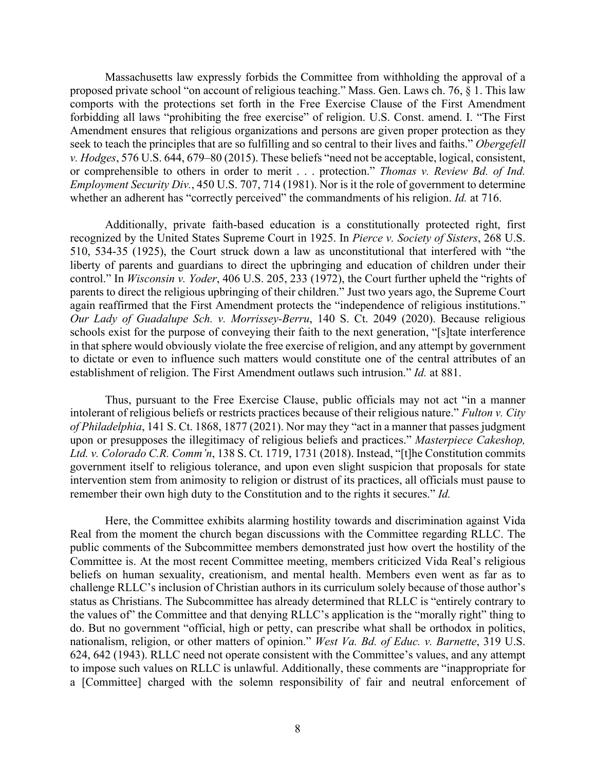Massachusetts law expressly forbids the Committee from withholding the approval of a proposed private school "on account of religious teaching." Mass. Gen. Laws ch. 76, § 1. This law comports with the protections set forth in the Free Exercise Clause of the First Amendment forbidding all laws "prohibiting the free exercise" of religion. U.S. Const. amend. I. "The First Amendment ensures that religious organizations and persons are given proper protection as they seek to teach the principles that are so fulfilling and so central to their lives and faiths." *Obergefell v. Hodges*, 576 U.S. 644, 679–80 (2015). These beliefs "need not be acceptable, logical, consistent, or comprehensible to others in order to merit . . . protection." *Thomas v. Review Bd. of Ind. Employment Security Div.*, 450 U.S. 707, 714 (1981). Nor is it the role of government to determine whether an adherent has "correctly perceived" the commandments of his religion. *Id.* at 716.

Additionally, private faith-based education is a constitutionally protected right, first recognized by the United States Supreme Court in 1925. In *Pierce v. Society of Sisters*, 268 U.S. 510, 534-35 (1925), the Court struck down a law as unconstitutional that interfered with "the liberty of parents and guardians to direct the upbringing and education of children under their control." In *Wisconsin v. Yoder*, 406 U.S. 205, 233 (1972), the Court further upheld the "rights of parents to direct the religious upbringing of their children." Just two years ago, the Supreme Court again reaffirmed that the First Amendment protects the "independence of religious institutions." *Our Lady of Guadalupe Sch. v. Morrissey-Berru*, 140 S. Ct. 2049 (2020). Because religious schools exist for the purpose of conveying their faith to the next generation, "[s]tate interference in that sphere would obviously violate the free exercise of religion, and any attempt by government to dictate or even to influence such matters would constitute one of the central attributes of an establishment of religion. The First Amendment outlaws such intrusion." *Id.* at 881.

Thus, pursuant to the Free Exercise Clause, public officials may not act "in a manner intolerant of religious beliefs or restricts practices because of their religious nature." *Fulton v. City of Philadelphia*, 141 S. Ct. 1868, 1877 (2021). Nor may they "act in a manner that passes judgment upon or presupposes the illegitimacy of religious beliefs and practices." *Masterpiece Cakeshop, Ltd. v. Colorado C.R. Comm'n*, 138 S. Ct. 1719, 1731 (2018). Instead, "[t]he Constitution commits government itself to religious tolerance, and upon even slight suspicion that proposals for state intervention stem from animosity to religion or distrust of its practices, all officials must pause to remember their own high duty to the Constitution and to the rights it secures." *Id.*

Here, the Committee exhibits alarming hostility towards and discrimination against Vida Real from the moment the church began discussions with the Committee regarding RLLC. The public comments of the Subcommittee members demonstrated just how overt the hostility of the Committee is. At the most recent Committee meeting, members criticized Vida Real's religious beliefs on human sexuality, creationism, and mental health. Members even went as far as to challenge RLLC's inclusion of Christian authors in its curriculum solely because of those author's status as Christians. The Subcommittee has already determined that RLLC is "entirely contrary to the values of" the Committee and that denying RLLC's application is the "morally right" thing to do. But no government "official, high or petty, can prescribe what shall be orthodox in politics, nationalism, religion, or other matters of opinion." *West Va. Bd. of Educ. v. Barnette*, 319 U.S. 624, 642 (1943). RLLC need not operate consistent with the Committee's values, and any attempt to impose such values on RLLC is unlawful. Additionally, these comments are "inappropriate for a [Committee] charged with the solemn responsibility of fair and neutral enforcement of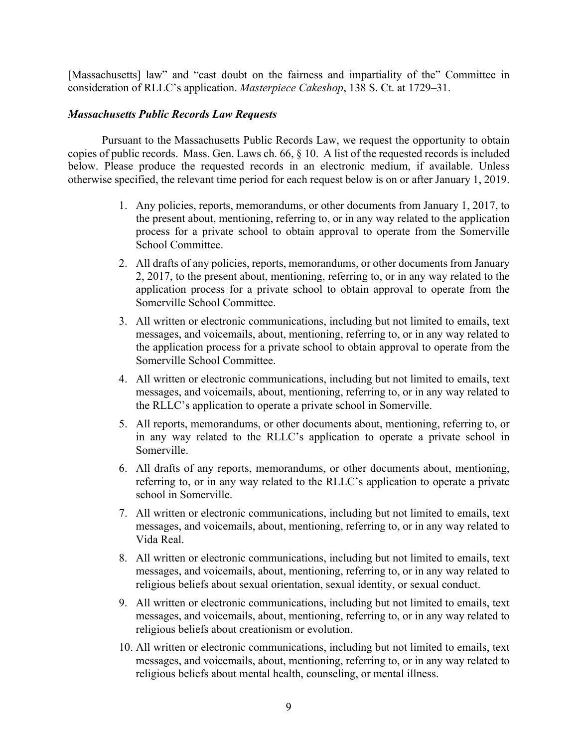[Massachusetts] law" and "cast doubt on the fairness and impartiality of the" Committee in consideration of RLLC's application. *Masterpiece Cakeshop*, 138 S. Ct. at 1729–31.

***Massachusetts Public Records Law Requests***

Pursuant to the Massachusetts Public Records Law, we request the opportunity to obtain copies of public records. Mass. Gen. Laws ch. 66, § 10. A list of the requested records is included below. Please produce the requested records in an electronic medium, if available. Unless otherwise specified, the relevant time period for each request below is on or after January 1, 2019.

1. Any policies, reports, memorandums, or other documents from January 1, 2017, to the present about, mentioning, referring to, or in any way related to the application process for a private school to obtain approval to operate from the Somerville School Committee.
2. All drafts of any policies, reports, memorandums, or other documents from January 2, 2017, to the present about, mentioning, referring to, or in any way related to the application process for a private school to obtain approval to operate from the Somerville School Committee.
3. All written or electronic communications, including but not limited to emails, text messages, and voicemails, about, mentioning, referring to, or in any way related to the application process for a private school to obtain approval to operate from the Somerville School Committee.
4. All written or electronic communications, including but not limited to emails, text messages, and voicemails, about, mentioning, referring to, or in any way related to the RLLC's application to operate a private school in Somerville.
5. All reports, memorandums, or other documents about, mentioning, referring to, or in any way related to the RLLC's application to operate a private school in Somerville.
6. All drafts of any reports, memorandums, or other documents about, mentioning, referring to, or in any way related to the RLLC's application to operate a private school in Somerville.
7. All written or electronic communications, including but not limited to emails, text messages, and voicemails, about, mentioning, referring to, or in any way related to Vida Real.
8. All written or electronic communications, including but not limited to emails, text messages, and voicemails, about, mentioning, referring to, or in any way related to religious beliefs about sexual orientation, sexual identity, or sexual conduct.
9. All written or electronic communications, including but not limited to emails, text messages, and voicemails, about, mentioning, referring to, or in any way related to religious beliefs about creationism or evolution.
10. All written or electronic communications, including but not limited to emails, text messages, and voicemails, about, mentioning, referring to, or in any way related to religious beliefs about mental health, counseling, or mental illness.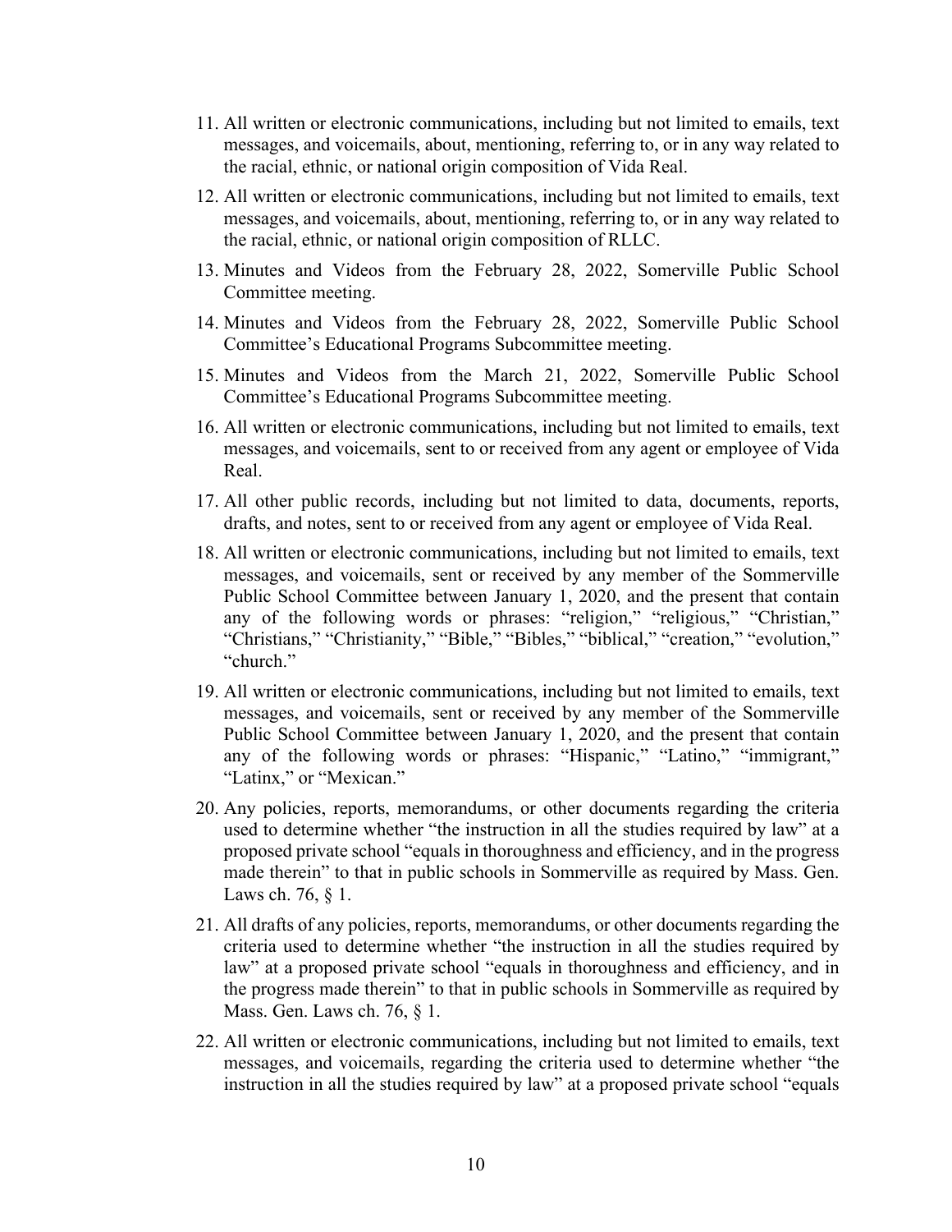11. All written or electronic communications, including but not limited to emails, text messages, and voicemails, about, mentioning, referring to, or in any way related to the racial, ethnic, or national origin composition of Vida Real.

12. All written or electronic communications, including but not limited to emails, text messages, and voicemails, about, mentioning, referring to, or in any way related to the racial, ethnic, or national origin composition of RLLC.

13. Minutes and Videos from the February 28, 2022, Somerville Public School Committee meeting.

14. Minutes and Videos from the February 28, 2022, Somerville Public School Committee's Educational Programs Subcommittee meeting.

15. Minutes and Videos from the March 21, 2022, Somerville Public School Committee's Educational Programs Subcommittee meeting.

16. All written or electronic communications, including but not limited to emails, text messages, and voicemails, sent to or received from any agent or employee of Vida Real.

17. All other public records, including but not limited to data, documents, reports, drafts, and notes, sent to or received from any agent or employee of Vida Real.

18. All written or electronic communications, including but not limited to emails, text messages, and voicemails, sent or received by any member of the Sommerville Public School Committee between January 1, 2020, and the present that contain any of the following words or phrases: "religion," "religious," "Christian," "Christians," "Christianity," "Bible," "Bibles," "biblical," "creation," "evolution," "church."

19. All written or electronic communications, including but not limited to emails, text messages, and voicemails, sent or received by any member of the Sommerville Public School Committee between January 1, 2020, and the present that contain any of the following words or phrases: "Hispanic," "Latino," "immigrant," "Latinx," or "Mexican."

20. Any policies, reports, memorandums, or other documents regarding the criteria used to determine whether "the instruction in all the studies required by law" at a proposed private school "equals in thoroughness and efficiency, and in the progress made therein" to that in public schools in Sommerville as required by Mass. Gen. Laws ch. 76, § 1.

21. All drafts of any policies, reports, memorandums, or other documents regarding the criteria used to determine whether "the instruction in all the studies required by law" at a proposed private school "equals in thoroughness and efficiency, and in the progress made therein" to that in public schools in Sommerville as required by Mass. Gen. Laws ch. 76, § 1.

22. All written or electronic communications, including but not limited to emails, text messages, and voicemails, regarding the criteria used to determine whether "the instruction in all the studies required by law" at a proposed private school "equals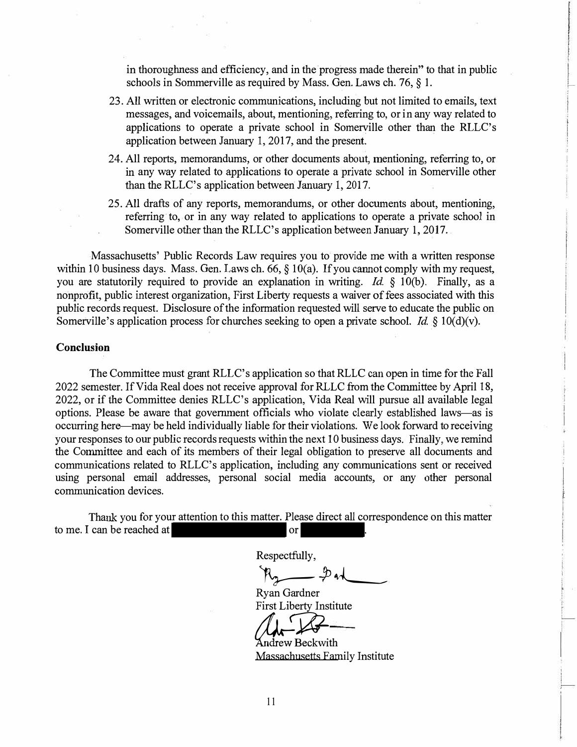in thoroughness and efficiency, and in the progress made therein" to that in public schools in Sommerville as required by Mass. Gen. Laws ch. 76, § 1.

23. All written or electronic communications, including but not limited to emails, text messages, and voicemails, about, mentioning, referring to, or in any way related to applications to operate a private school in Somerville other than the RLLC's application between January 1, 2017, and the present.
24. All reports, memorandums, or other documents about, mentioning, referring to, or in any way related to applications to operate a private school in Somerville other than the RLLC's application between January 1, 2017.
25. All drafts of any reports, memorandums, or other documents about, mentioning, referring to, or in any way related to applications to operate a private school in Somerville other than the RLLC's application between January 1, 2017.

Massachusetts' Public Records Law requires you to provide me with a written response within 10 business days. Mass. Gen. Laws ch. 66, § 10(a). If you cannot comply with my request, you are statutorily required to provide an explanation in writing. *Id.* § 10(b). Finally, as a nonprofit, public interest organization, First Liberty requests a waiver of fees associated with this public records request. Disclosure of the information requested will serve to educate the public on Somerville's application process for churches seeking to open a private school. *Id.* § 10(d)(v).

**Conclusion**

The Committee must grant RLLC's application so that RLLC can open in time for the Fall 2022 semester. If Vida Real does not receive approval for RLLC from the Committee by April 18, 2022, or if the Committee denies RLLC's application, Vida Real will pursue all available legal options. Please be aware that government officials who violate clearly established laws—as is occurring here—may be held individually liable for their violations. We look forward to receiving your responses to our public records requests within the next 10 business days. Finally, we remind the Committee and each of its members of their legal obligation to preserve all documents and communications related to RLLC's application, including any communications sent or received using personal email addresses, personal social media accounts, or any other personal communication devices.

Thank you for your attention to this matter. Please direct all correspondence on this matter to me. I can be reached at [REDACTED] or [REDACTED].

Respectfully,

Ryan Gardner
First Liberty Institute

Andrew Beckwith
Massachusetts Family Institute